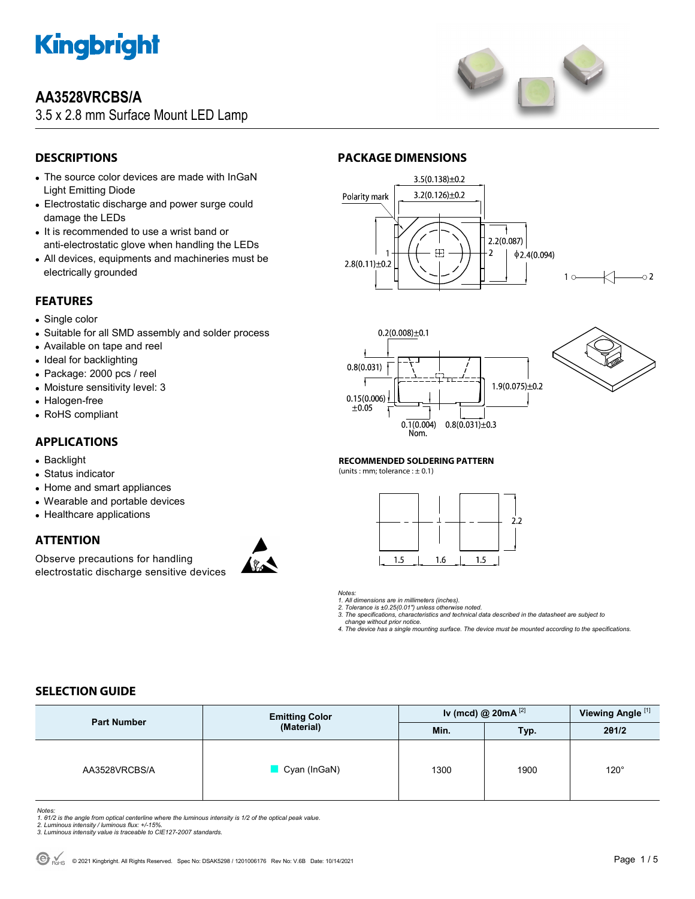# AA3528VRCBS/A

3.5 x 2.8 mm Surface Mount LED Lamp

## DESCRIPTIONS

- The source color devices are made with InGaN Light Emitting Diode
- Electrostatic discharge and power surge could damage the LEDs
- It is recommended to use a wrist band or anti-electrostatic glove when handling the LEDs
- All devices, equipments and machineries must be electrically grounded

## FEATURES

- Single color
- Suitable for all SMD assembly and solder process
- Available on tape and reel
- Ideal for backlighting
- Package: 2000 pcs / reel
- Moisture sensitivity level: 3
- Halogen-free
- RoHS compliant

## APPLICATIONS

- Backlight
- Status indicator
- Home and smart appliances
- Wearable and portable devices
- Healthcare applications

## ATTENTION

Observe precautions for handling electrostatic discharge sensitive devices

## PACKAGE DIMENSIONS

Polarity mark

3.5(0.138)±0.2
3.2(0.126)±0.2
2.8(0.11)±0.2
2.2(0.087)
ϕ2.4(0.094)
0.2(0.008)±0.1
0.8(0.031)
0.15(0.006) ±0.05
1.9(0.075)±0.2
0.1(0.004) Nom.
0.8(0.031)±0.3

### RECOMMENDED SOLDERING PATTERN

(units : mm; tolerance : ± 0.1)

1.5 | 1.6 | 1.5 | 2.2

*Notes:*
*1. All dimensions are in millimeters (inches).*
*2. Tolerance is ±0.25(0.01") unless otherwise noted.*
*3. The specifications, characteristics and technical data described in the datasheet are subject to change without prior notice.*
*4. The device has a single mounting surface. The device must be mounted according to the specifications.*

## SELECTION GUIDE

| Part Number | Emitting Color (Material) | Iv (mcd) @ 20mA [2] | | Viewing Angle [1] |
|---|---|---|---|---|
| | | Min. | Typ. | 2θ1/2 |
| AA3528VRCBS/A | Cyan (InGaN) | 1300 | 1900 | 120° |

*Notes:*
*1. θ1/2 is the angle from optical centerline where the luminous intensity is 1/2 of the optical peak value.*
*2. Luminous intensity / luminous flux: +/-15%.*
*3. Luminous intensity value is traceable to CIE127-2007 standards.*

© 2021 Kingbright. All Rights Reserved. Spec No: DSAK5298 / 1201006176 Rev No: V.6B Date: 10/14/2021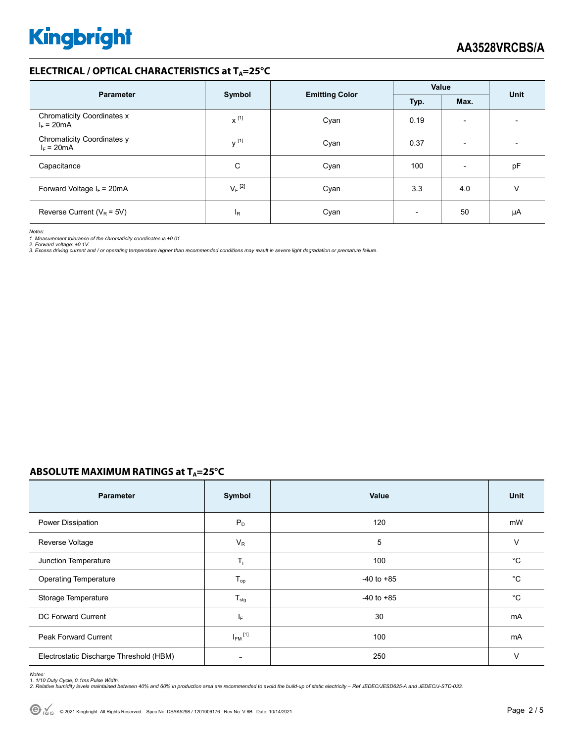## ELECTRICAL / OPTICAL CHARACTERISTICS at $T_A$=25°C

| Parameter | Symbol | Emitting Color | Value | | Unit |
|---|---|---|---|---|---|
| | | | Typ. | Max. | |
| Chromaticity Coordinates x $I_F$ = 20mA | x [1] | Cyan | 0.19 | - | - |
| Chromaticity Coordinates y $I_F$ = 20mA | y [1] | Cyan | 0.37 | - | - |
| Capacitance | C | Cyan | 100 | - | pF |
| Forward Voltage $I_F$ = 20mA | $V_F$ [2] | Cyan | 3.3 | 4.0 | V |
| Reverse Current ($V_R$ = 5V) | $I_R$ | Cyan | - | 50 | μA |

*Notes:*
*1. Measurement tolerance of the chromaticity coordinates is ±0.01.*
*2. Forward voltage: ±0.1V.*
*3. Excess driving current and / or operating temperature higher than recommended conditions may result in severe light degradation or premature failure.*

## ABSOLUTE MAXIMUM RATINGS at $T_A$=25°C

| Parameter | Symbol | Value | Unit |
|---|---|---|---|
| Power Dissipation | $P_D$ | 120 | mW |
| Reverse Voltage | $V_R$ | 5 | V |
| Junction Temperature | $T_j$ | 100 | °C |
| Operating Temperature | $T_{op}$ | -40 to +85 | °C |
| Storage Temperature | $T_{stg}$ | -40 to +85 | °C |
| DC Forward Current | $I_F$ | 30 | mA |
| Peak Forward Current | $I_{FM}$ [1] | 100 | mA |
| Electrostatic Discharge Threshold (HBM) | - | 250 | V |

*Notes:*
*1. 1/10 Duty Cycle, 0.1ms Pulse Width.*
*2. Relative humidity levels maintained between 40% and 60% in production area are recommended to avoid the build-up of static electricity – Ref JEDEC/JESD625-A and JEDEC/J-STD-033.*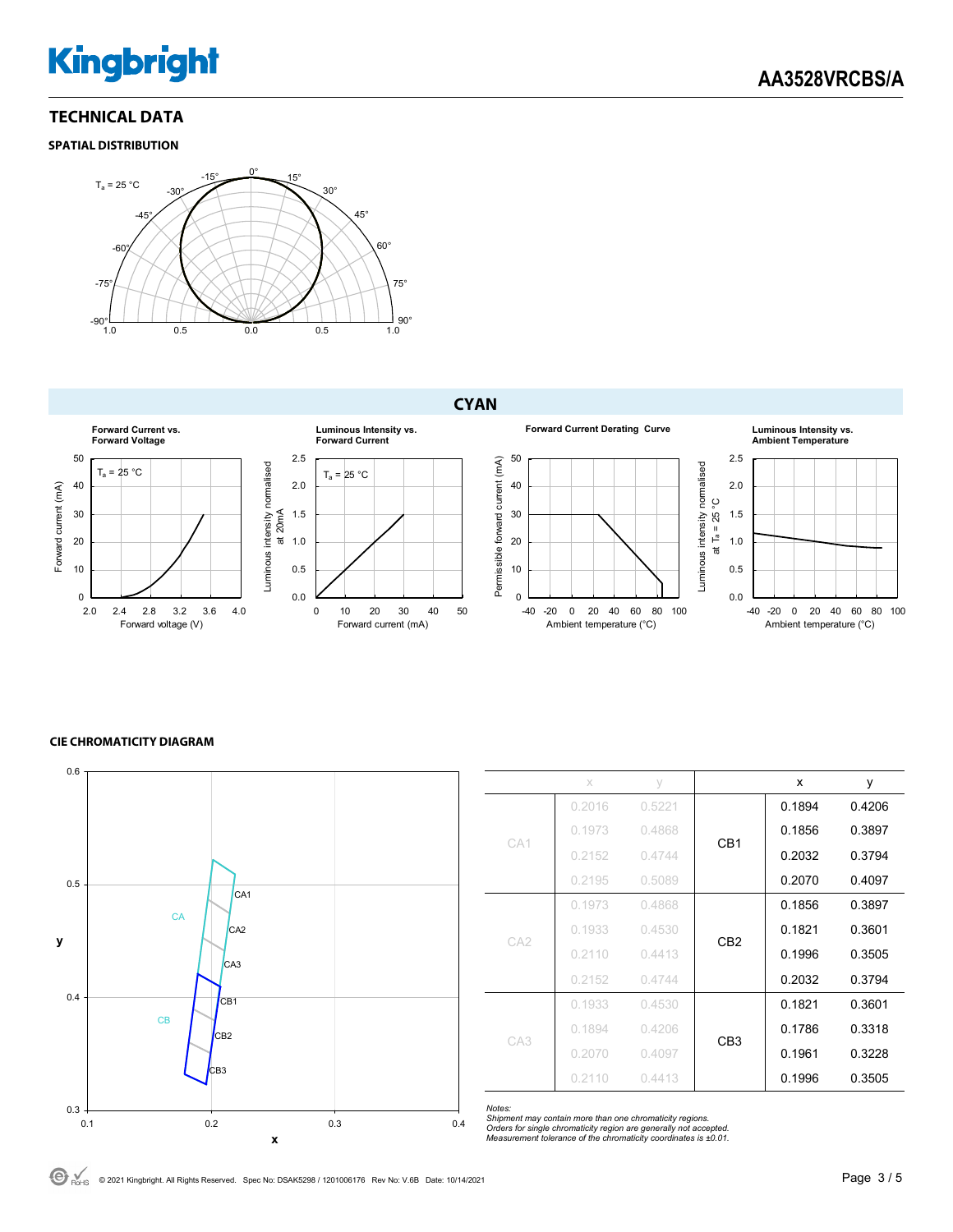## TECHNICAL DATA

### SPATIAL DISTRIBUTION

### CYAN

### CIE CHROMATICITY DIAGRAM

| | x | y | | x | y |
|---|---|---|---|---|---|
| CA1 | 0.2016 | 0.5221 | CB1 | 0.1894 | 0.4206 |
| | 0.1973 | 0.4868 | | 0.1856 | 0.3897 |
| | 0.2152 | 0.4744 | | 0.2032 | 0.3794 |
| | 0.2195 | 0.5089 | | 0.2070 | 0.4097 |
| CA2 | 0.1973 | 0.4868 | CB2 | 0.1856 | 0.3897 |
| | 0.1933 | 0.4530 | | 0.1821 | 0.3601 |
| | 0.2110 | 0.4413 | | 0.1996 | 0.3505 |
| | 0.2152 | 0.4744 | | 0.2032 | 0.3794 |
| CA3 | 0.1933 | 0.4530 | CB3 | 0.1821 | 0.3601 |
| | 0.1894 | 0.4206 | | 0.1786 | 0.3318 |
| | 0.2070 | 0.4097 | | 0.1961 | 0.3228 |
| | 0.2110 | 0.4413 | | 0.1996 | 0.3505 |

*Notes:*
*Shipment may contain more than one chromaticity regions.*
*Orders for single chromaticity region are generally not accepted.*
*Measurement tolerance of the chromaticity coordinates is ±0.01.*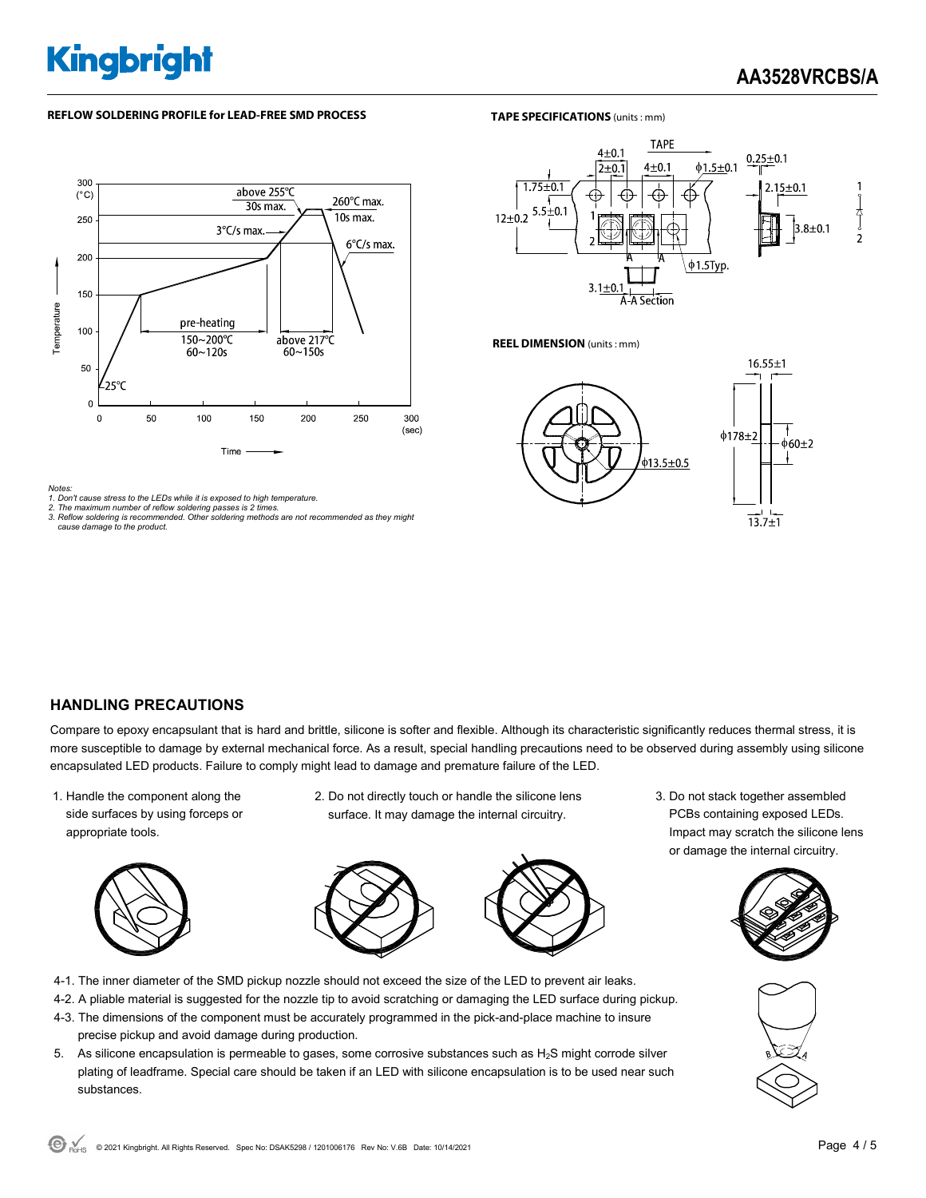## REFLOW SOLDERING PROFILE for LEAD-FREE SMD PROCESS

Notes:
1. Don't cause stress to the LEDs while it is exposed to high temperature.
2. The maximum number of reflow soldering passes is 2 times.
3. Reflow soldering is recommended. Other soldering methods are not recommended as they might cause damage to the product.

## TAPE SPECIFICATIONS (units : mm)

## REEL DIMENSION (units : mm)

## HANDLING PRECAUTIONS

Compare to epoxy encapsulant that is hard and brittle, silicone is softer and flexible. Although its characteristic significantly reduces thermal stress, it is more susceptible to damage by external mechanical force. As a result, special handling precautions need to be observed during assembly using silicone encapsulated LED products. Failure to comply might lead to damage and premature failure of the LED.

1. Handle the component along the side surfaces by using forceps or appropriate tools.
2. Do not directly touch or handle the silicone lens surface. It may damage the internal circuitry.
3. Do not stack together assembled PCBs containing exposed LEDs. Impact may scratch the silicone lens or damage the internal circuitry.

4-1. The inner diameter of the SMD pickup nozzle should not exceed the size of the LED to prevent air leaks.
4-2. A pliable material is suggested for the nozzle tip to avoid scratching or damaging the LED surface during pickup.
4-3. The dimensions of the component must be accurately programmed in the pick-and-place machine to insure precise pickup and avoid damage during production.

5. As silicone encapsulation is permeable to gases, some corrosive substances such as $H_2S$ might corrode silver plating of leadframe. Special care should be taken if an LED with silicone encapsulation is to be used near such substances.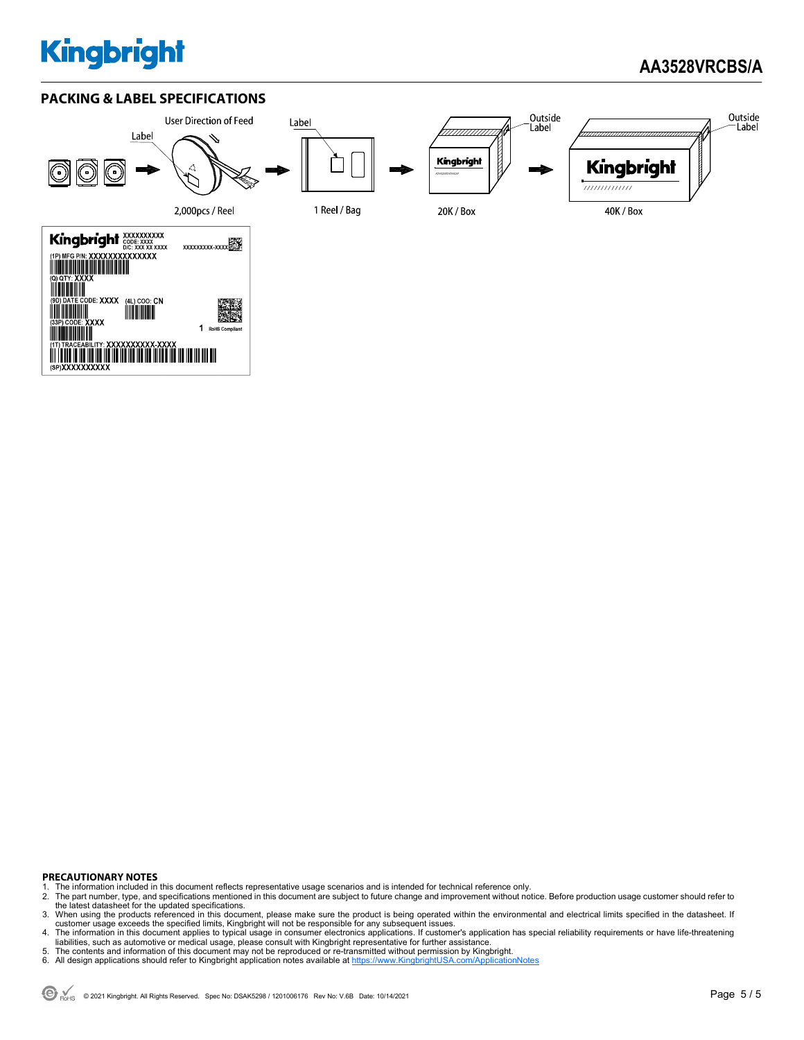## PACKING & LABEL SPECIFICATIONS

User Direction of Feed

Label

Label

Outside Label

Outside Label

2,000pcs / Reel

1 Reel / Bag

20K / Box

40K / Box

Kingbright XXXXXXXXXX
CODE: XXXX
D/C: XXX XX XXXX
XXXXXXXXX-XXXX
(1P) MFG P/N: XXXXXXXXXXXXXX
(Q) QTY: XXXX
(9D) DATE CODE: XXXX (4L) COO: CN
(33P) CODE: XXXX
1 RoHS Compliant
(1T) TRACEABILITY: XXXXXXXXXX-XXXX
(SP)XXXXXXXXXX

**PRECAUTIONARY NOTES**

1. The information included in this document reflects representative usage scenarios and is intended for technical reference only.
2. The part number, type, and specifications mentioned in this document are subject to future change and improvement without notice. Before production usage customer should refer to the latest datasheet for the updated specifications.
3. When using the products referenced in this document, please make sure the product is being operated within the environmental and electrical limits specified in the datasheet. If customer usage exceeds the specified limits, Kingbright will not be responsible for any subsequent issues.
4. The information in this document applies to typical usage in consumer electronics applications. If customer's application has special reliability requirements or have life-threatening liabilities, such as automotive or medical usage, please consult with Kingbright representative for further assistance.
5. The contents and information of this document may not be reproduced or re-transmitted without permission by Kingbright.
6. All design applications should refer to Kingbright application notes available at https://www.KingbrightUSA.com/ApplicationNotes

© 2021 Kingbright. All Rights Reserved. Spec No: DSAK5298 / 1201006176 Rev No: V.6B Date: 10/14/2021